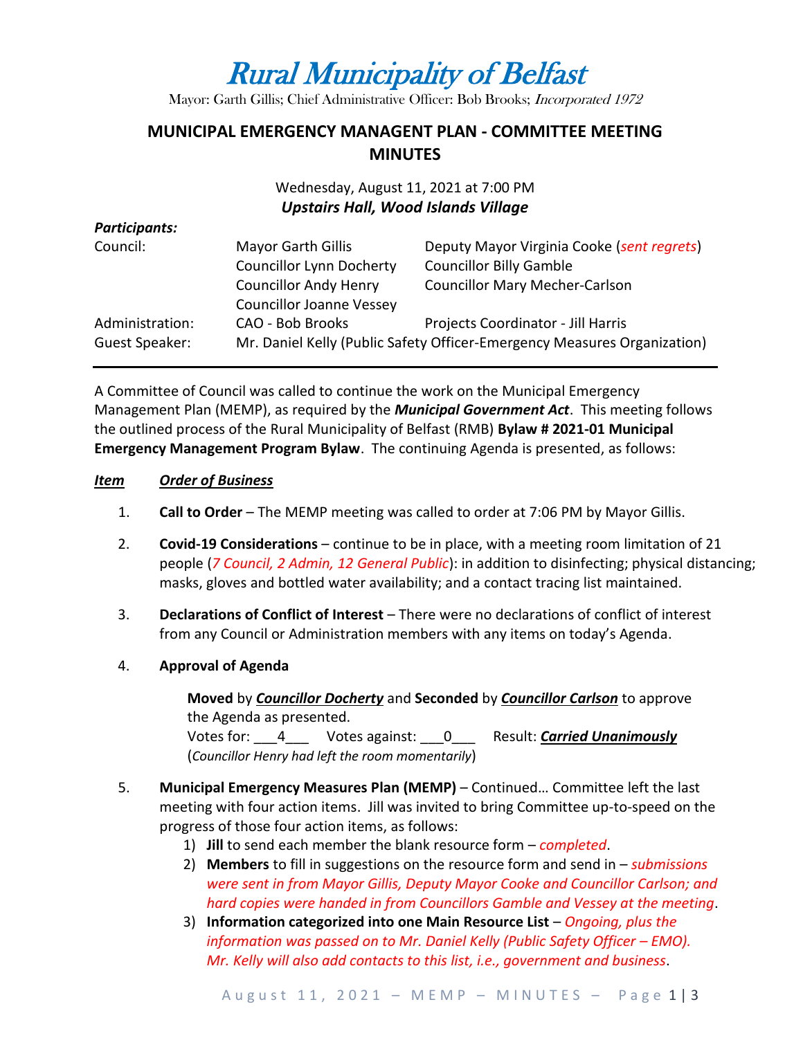# Rural Municipality of Belfast

Mayor: Garth Gillis; Chief Administrative Officer: Bob Brooks; *Incorporated 1972*

## MUNICIPAL EMERGENCY MANAGENT PLAN - COMMITTEE MEETING MINUTES

Wednesday, August 11, 2021 at 7:00 PM
***Upstairs Hall, Wood Islands Village***

***Participants:***

| | | |
|---|---|---|
| Council: | Mayor Garth Gillis | Deputy Mayor Virginia Cooke (*sent regrets*) |
| | Councillor Lynn Docherty | Councillor Billy Gamble |
| | Councillor Andy Henry | Councillor Mary Mecher-Carlson |
| | Councillor Joanne Vessey | |
| Administration: | CAO - Bob Brooks | Projects Coordinator - Jill Harris |
| Guest Speaker: | Mr. Daniel Kelly (Public Safety Officer-Emergency Measures Organization) | |

---

A Committee of Council was called to continue the work on the Municipal Emergency Management Plan (MEMP), as required by the ***Municipal Government Act***. This meeting follows the outlined process of the Rural Municipality of Belfast (RMB) **Bylaw # 2021-01 Municipal Emergency Management Program Bylaw**. The continuing Agenda is presented, as follows:

***Item*** ***Order of Business***

1. **Call to Order** – The MEMP meeting was called to order at 7:06 PM by Mayor Gillis.

2. **Covid-19 Considerations** – continue to be in place, with a meeting room limitation of 21 people (*7 Council, 2 Admin, 12 General Public*): in addition to disinfecting; physical distancing; masks, gloves and bottled water availability; and a contact tracing list maintained.

3. **Declarations of Conflict of Interest** – There were no declarations of conflict of interest from any Council or Administration members with any items on today's Agenda.

4. **Approval of Agenda**

   **Moved** by ***Councillor Docherty*** and **Seconded** by ***Councillor Carlson*** to approve the Agenda as presented.
   Votes for: ___4___ Votes against: ___0___ Result: ***Carried Unanimously***
   (*Councillor Henry had left the room momentarily*)

5. **Municipal Emergency Measures Plan (MEMP)** – Continued… Committee left the last meeting with four action items. Jill was invited to bring Committee up-to-speed on the progress of those four action items, as follows:
   1) **Jill** to send each member the blank resource form – *completed*.
   2) **Members** to fill in suggestions on the resource form and send in – *submissions were sent in from Mayor Gillis, Deputy Mayor Cooke and Councillor Carlson; and hard copies were handed in from Councillors Gamble and Vessey at the meeting*.
   3) **Information categorized into one Main Resource List** – *Ongoing, plus the information was passed on to Mr. Daniel Kelly (Public Safety Officer – EMO). Mr. Kelly will also add contacts to this list, i.e., government and business*.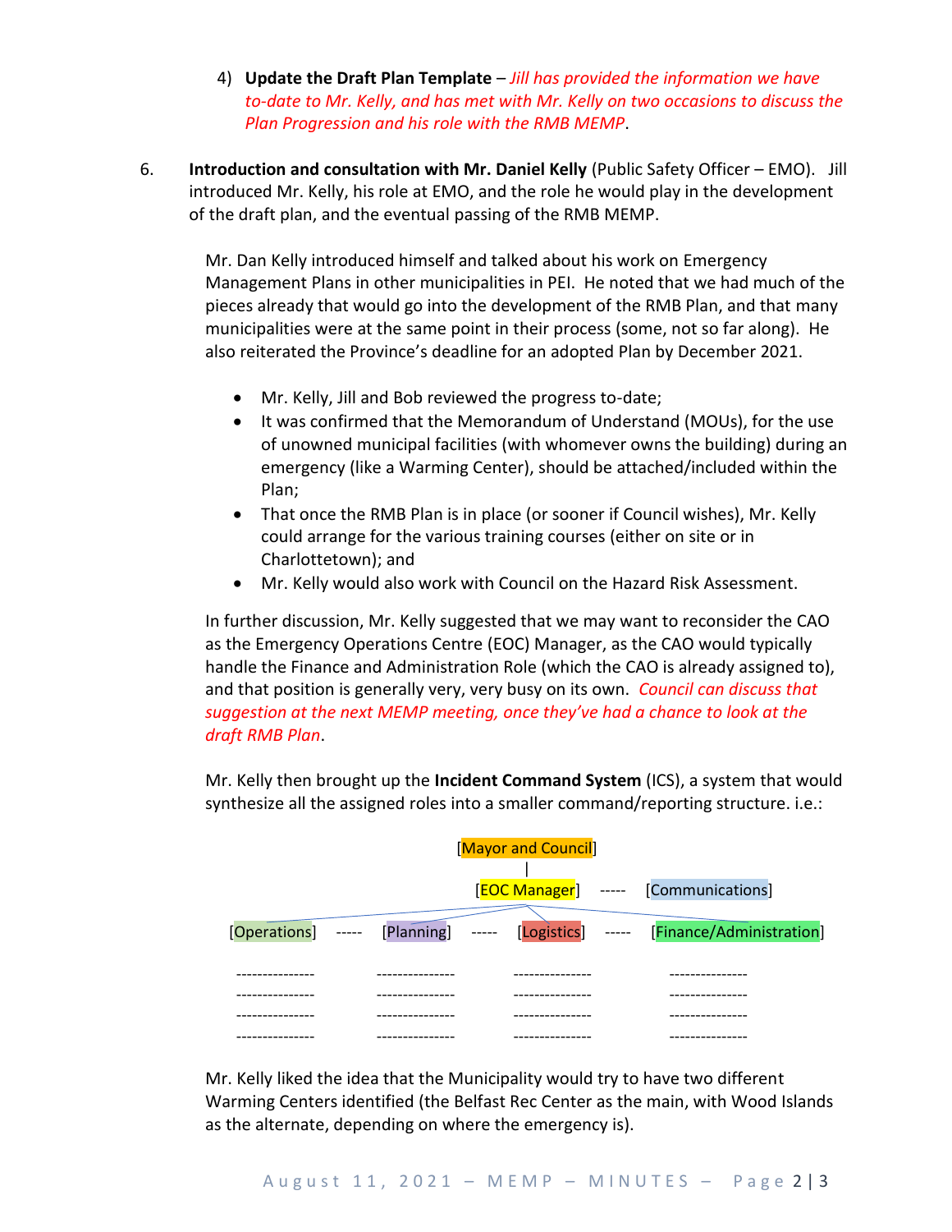4) **Update the Draft Plan Template** – *Jill has provided the information we have to-date to Mr. Kelly, and has met with Mr. Kelly on two occasions to discuss the Plan Progression and his role with the RMB MEMP*.

6. **Introduction and consultation with Mr. Daniel Kelly** (Public Safety Officer – EMO). Jill introduced Mr. Kelly, his role at EMO, and the role he would play in the development of the draft plan, and the eventual passing of the RMB MEMP.

   Mr. Dan Kelly introduced himself and talked about his work on Emergency Management Plans in other municipalities in PEI. He noted that we had much of the pieces already that would go into the development of the RMB Plan, and that many municipalities were at the same point in their process (some, not so far along). He also reiterated the Province's deadline for an adopted Plan by December 2021.

   - Mr. Kelly, Jill and Bob reviewed the progress to-date;
   - It was confirmed that the Memorandum of Understand (MOUs), for the use of unowned municipal facilities (with whomever owns the building) during an emergency (like a Warming Center), should be attached/included within the Plan;
   - That once the RMB Plan is in place (or sooner if Council wishes), Mr. Kelly could arrange for the various training courses (either on site or in Charlottetown); and
   - Mr. Kelly would also work with Council on the Hazard Risk Assessment.

   In further discussion, Mr. Kelly suggested that we may want to reconsider the CAO as the Emergency Operations Centre (EOC) Manager, as the CAO would typically handle the Finance and Administration Role (which the CAO is already assigned to), and that position is generally very, very busy on its own. *Council can discuss that suggestion at the next MEMP meeting, once they've had a chance to look at the draft RMB Plan*.

   Mr. Kelly then brought up the **Incident Command System** (ICS), a system that would synthesize all the assigned roles into a smaller command/reporting structure. i.e.:

```
                              [Mayor and Council]
                                      |
                               [EOC Manager]  -----  [Communications]

[Operations]  -----  [Planning]  -----  [Logistics]  -----  [Finance/Administration]

---------------      ---------------    ---------------     ---------------
---------------      ---------------    ---------------     ---------------
---------------      ---------------    ---------------     ---------------
---------------      ---------------    ---------------     ---------------
```

   Mr. Kelly liked the idea that the Municipality would try to have two different Warming Centers identified (the Belfast Rec Center as the main, with Wood Islands as the alternate, depending on where the emergency is).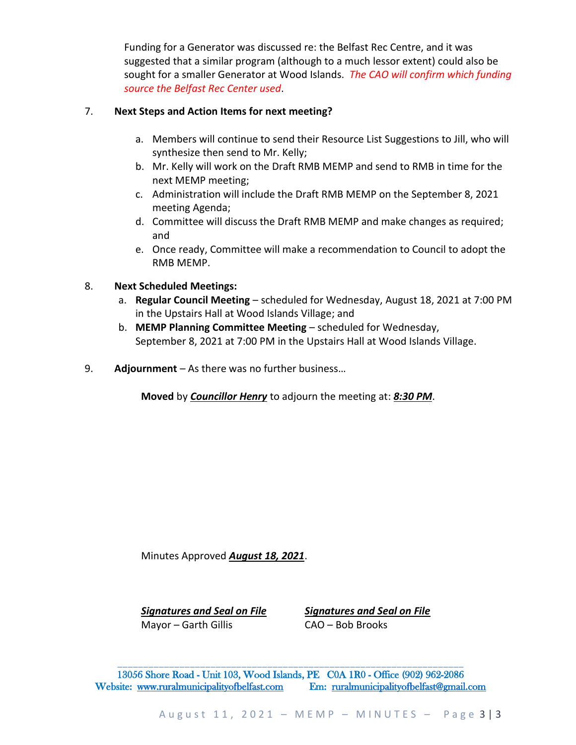Funding for a Generator was discussed re: the Belfast Rec Centre, and it was suggested that a similar program (although to a much lessor extent) could also be sought for a smaller Generator at Wood Islands. *The CAO will confirm which funding source the Belfast Rec Center used*.

7. **Next Steps and Action Items for next meeting?**

   a. Members will continue to send their Resource List Suggestions to Jill, who will synthesize then send to Mr. Kelly;
   b. Mr. Kelly will work on the Draft RMB MEMP and send to RMB in time for the next MEMP meeting;
   c. Administration will include the Draft RMB MEMP on the September 8, 2021 meeting Agenda;
   d. Committee will discuss the Draft RMB MEMP and make changes as required; and
   e. Once ready, Committee will make a recommendation to Council to adopt the RMB MEMP.

8. **Next Scheduled Meetings:**
   a. **Regular Council Meeting** – scheduled for Wednesday, August 18, 2021 at 7:00 PM in the Upstairs Hall at Wood Islands Village; and
   b. **MEMP Planning Committee Meeting** – scheduled for Wednesday, September 8, 2021 at 7:00 PM in the Upstairs Hall at Wood Islands Village.

9. **Adjournment** – As there was no further business…

   **Moved** by ***Councillor Henry*** to adjourn the meeting at: ***8:30 PM***.

Minutes Approved ***August 18, 2021***.

| | |
|---|---|
| ***Signatures and Seal on File*** | ***Signatures and Seal on File*** |
| Mayor – Garth Gillis | CAO – Bob Brooks |

13056 Shore Road - Unit 103, Wood Islands, PE C0A 1R0 - Office (902) 962-2086
Website: www.ruralmunicipalityofbelfast.com Em: ruralmunicipalityofbelfast@gmail.com